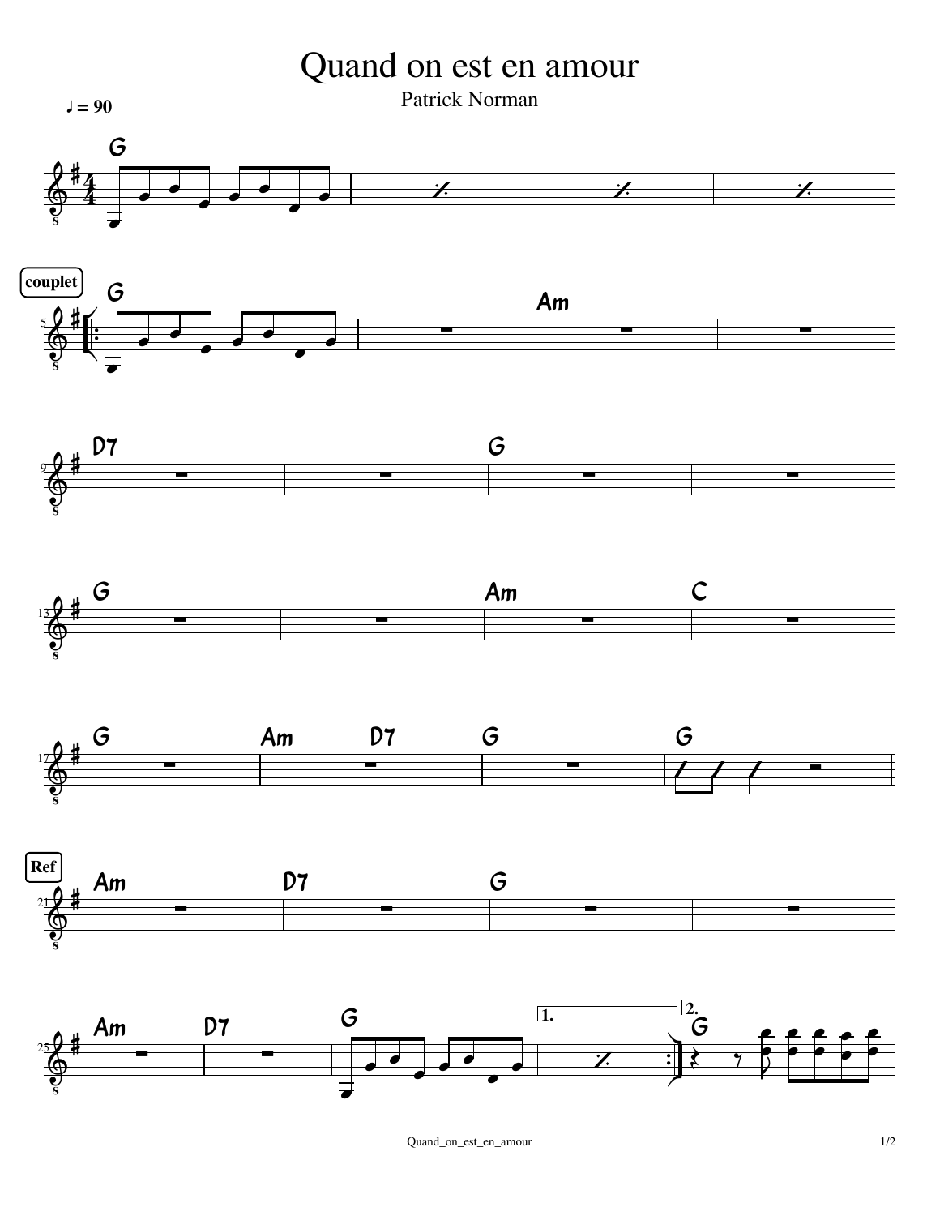# Quand on est en amour

Patrick Norman

♩ = 90

**couplet**

G | % | % | %

G | | Am | |

D7 | | G | |

G | | Am | C |

G | Am D7 | G | G |

**Ref**

Am | D7 | G | |

Am | D7 | G | 1. % :| 2. G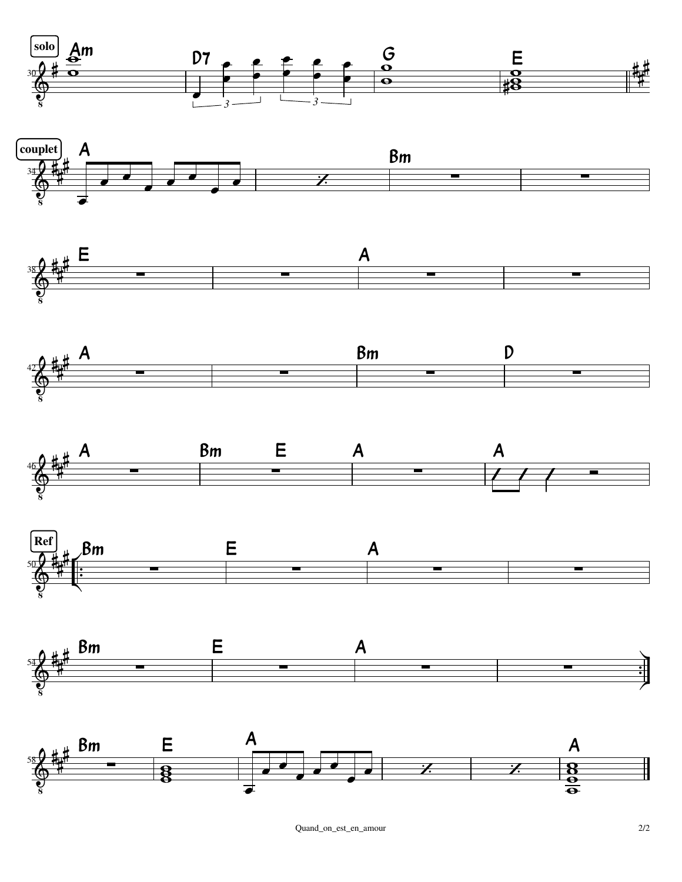solo

Am D7 G E

couplet

A Bm

E A

A Bm D

A Bm E A A

Ref

Bm E A

Bm E A

Bm E A A